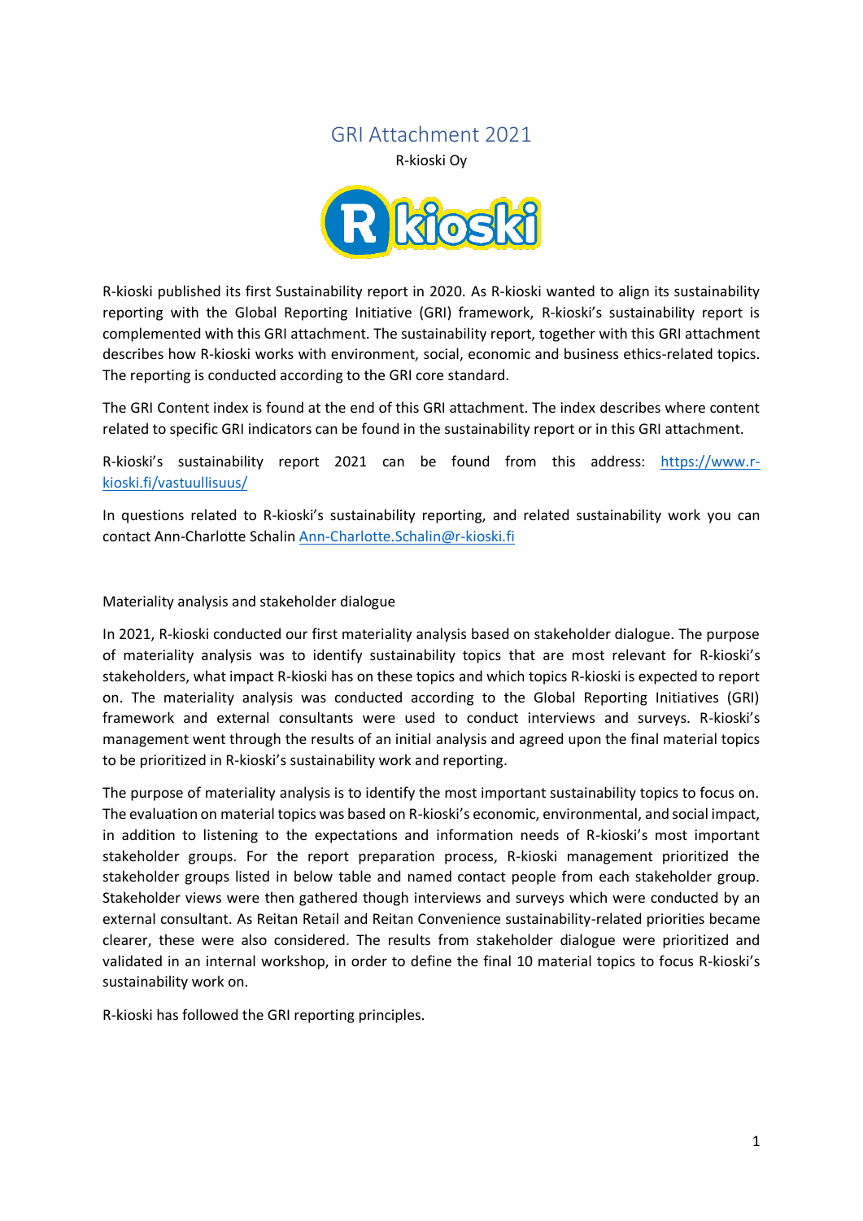# GRI Attachment 2021

R-kioski Oy

R-kioski published its first Sustainability report in 2020. As R-kioski wanted to align its sustainability reporting with the Global Reporting Initiative (GRI) framework, R-kioski's sustainability report is complemented with this GRI attachment. The sustainability report, together with this GRI attachment describes how R-kioski works with environment, social, economic and business ethics-related topics. The reporting is conducted according to the GRI core standard.

The GRI Content index is found at the end of this GRI attachment. The index describes where content related to specific GRI indicators can be found in the sustainability report or in this GRI attachment.

R-kioski's sustainability report 2021 can be found from this address: https://www.r-kioski.fi/vastuullisuus/

In questions related to R-kioski's sustainability reporting, and related sustainability work you can contact Ann-Charlotte Schalin Ann-Charlotte.Schalin@r-kioski.fi

## Materiality analysis and stakeholder dialogue

In 2021, R-kioski conducted our first materiality analysis based on stakeholder dialogue. The purpose of materiality analysis was to identify sustainability topics that are most relevant for R-kioski's stakeholders, what impact R-kioski has on these topics and which topics R-kioski is expected to report on. The materiality analysis was conducted according to the Global Reporting Initiatives (GRI) framework and external consultants were used to conduct interviews and surveys. R-kioski's management went through the results of an initial analysis and agreed upon the final material topics to be prioritized in R-kioski's sustainability work and reporting.

The purpose of materiality analysis is to identify the most important sustainability topics to focus on. The evaluation on material topics was based on R-kioski's economic, environmental, and social impact, in addition to listening to the expectations and information needs of R-kioski's most important stakeholder groups. For the report preparation process, R-kioski management prioritized the stakeholder groups listed in below table and named contact people from each stakeholder group. Stakeholder views were then gathered though interviews and surveys which were conducted by an external consultant. As Reitan Retail and Reitan Convenience sustainability-related priorities became clearer, these were also considered. The results from stakeholder dialogue were prioritized and validated in an internal workshop, in order to define the final 10 material topics to focus R-kioski's sustainability work on.

R-kioski has followed the GRI reporting principles.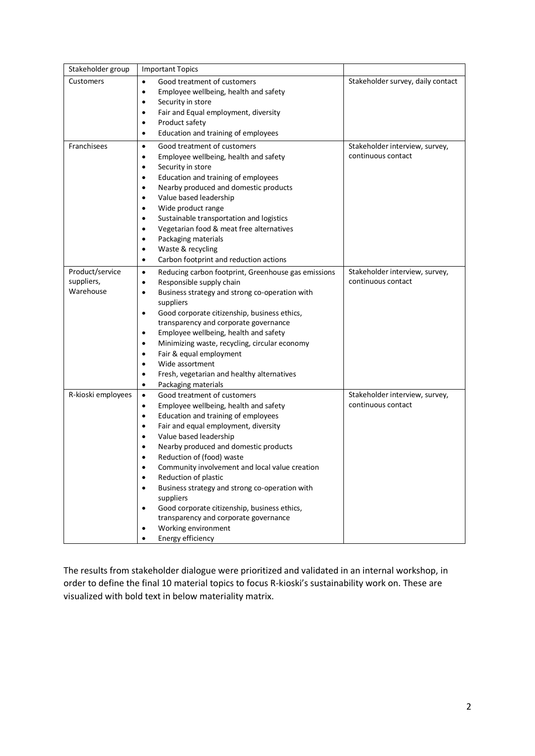| Stakeholder group | Important Topics | |
|---|---|---|
| Customers | • Good treatment of customers<br>• Employee wellbeing, health and safety<br>• Security in store<br>• Fair and Equal employment, diversity<br>• Product safety<br>• Education and training of employees | Stakeholder survey, daily contact |
| Franchisees | • Good treatment of customers<br>• Employee wellbeing, health and safety<br>• Security in store<br>• Education and training of employees<br>• Nearby produced and domestic products<br>• Value based leadership<br>• Wide product range<br>• Sustainable transportation and logistics<br>• Vegetarian food & meat free alternatives<br>• Packaging materials<br>• Waste & recycling<br>• Carbon footprint and reduction actions | Stakeholder interview, survey, continuous contact |
| Product/service suppliers, Warehouse | • Reducing carbon footprint, Greenhouse gas emissions<br>• Responsible supply chain<br>• Business strategy and strong co-operation with suppliers<br>• Good corporate citizenship, business ethics, transparency and corporate governance<br>• Employee wellbeing, health and safety<br>• Minimizing waste, recycling, circular economy<br>• Fair & equal employment<br>• Wide assortment<br>• Fresh, vegetarian and healthy alternatives<br>• Packaging materials | Stakeholder interview, survey, continuous contact |
| R-kioski employees | • Good treatment of customers<br>• Employee wellbeing, health and safety<br>• Education and training of employees<br>• Fair and equal employment, diversity<br>• Value based leadership<br>• Nearby produced and domestic products<br>• Reduction of (food) waste<br>• Community involvement and local value creation<br>• Reduction of plastic<br>• Business strategy and strong co-operation with suppliers<br>• Good corporate citizenship, business ethics, transparency and corporate governance<br>• Working environment<br>• Energy efficiency | Stakeholder interview, survey, continuous contact |

The results from stakeholder dialogue were prioritized and validated in an internal workshop, in order to define the final 10 material topics to focus R-kioski's sustainability work on. These are visualized with bold text in below materiality matrix.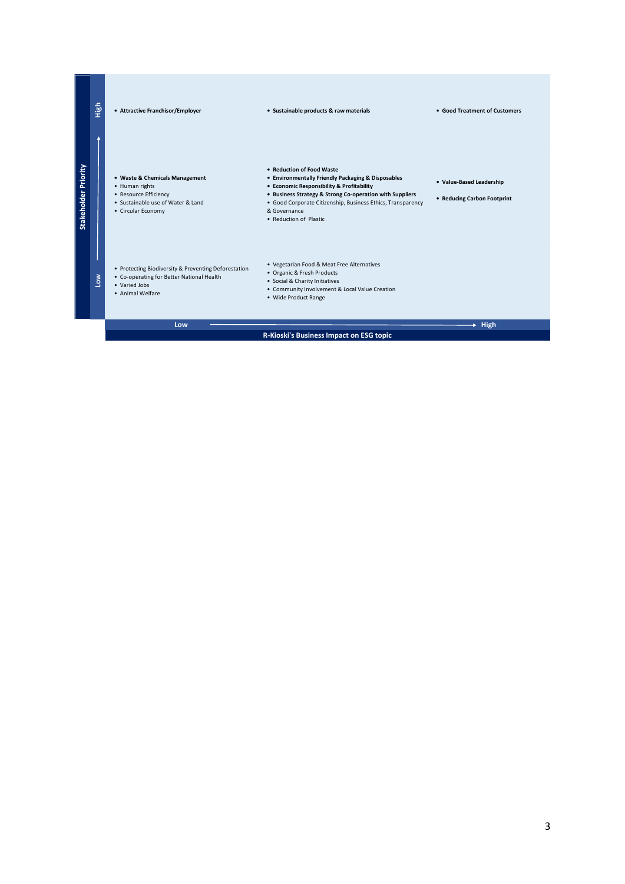| Stakeholder Priority | Low R-Kioski's Business Impact on ESG topic | | High |
|---|---|---|---|
| High | • **Attractive Franchisor/Employer** | • **Sustainable products & raw materials** | • **Good Treatment of Customers** |
| | • **Waste & Chemicals Management**<br>• Human rights<br>• Resource Efficiency<br>• Sustainable use of Water & Land<br>• Circular Economy | • **Reduction of Food Waste**<br>• **Environmentally Friendly Packaging & Disposables**<br>• **Economic Responsibility & Profitability**<br>• **Business Strategy & Strong Co-operation with Suppliers**<br>• Good Corporate Citizenship, Business Ethics, Transparency & Governance<br>• Reduction of Plastic | • **Value-Based Leadership**<br>• **Reducing Carbon Footprint** |
| Low | • Protecting Biodiversity & Preventing Deforestation<br>• Co-operating for Better National Health<br>• Varied Jobs<br>• Animal Welfare | • Vegetarian Food & Meat Free Alternatives<br>• Organic & Fresh Products<br>• Social & Charity Initiatives<br>• Community Involvement & Local Value Creation<br>• Wide Product Range | |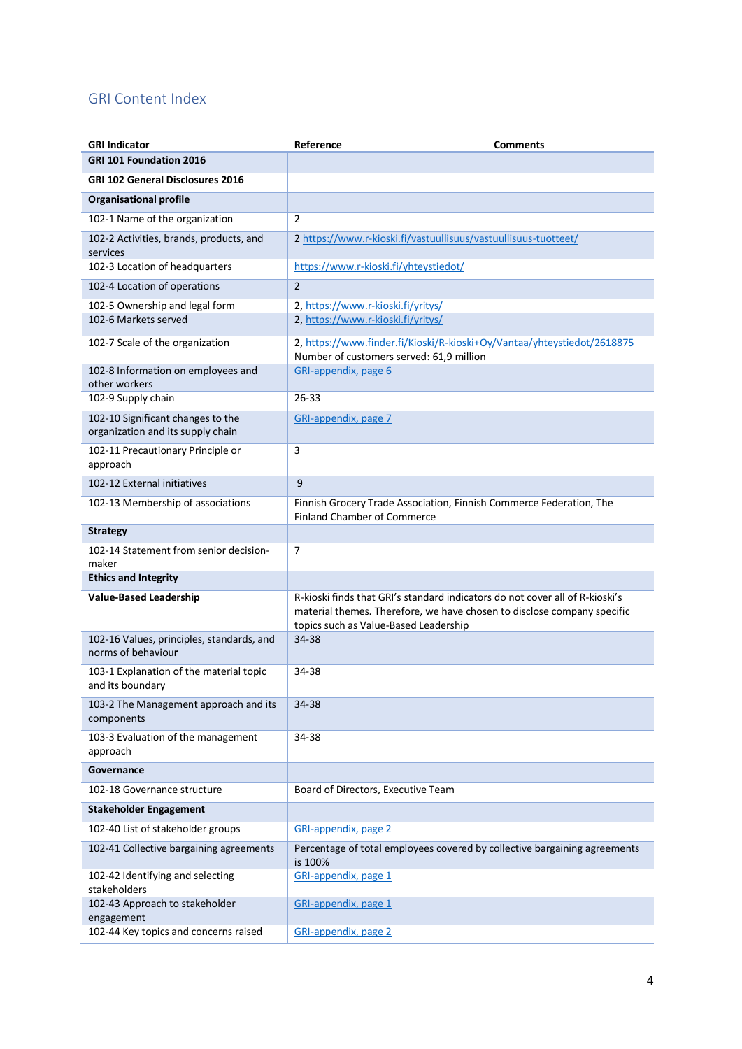## GRI Content Index

| GRI Indicator | Reference | Comments |
|---|---|---|
| **GRI 101 Foundation 2016** | | |
| **GRI 102 General Disclosures 2016** | | |
| **Organisational profile** | | |
| 102-1 Name of the organization | 2 | |
| 102-2 Activities, brands, products, and services | 2 https://www.r-kioski.fi/vastuullisuus/vastuullisuus-tuotteet/ | |
| 102-3 Location of headquarters | https://www.r-kioski.fi/yhteystiedot/ | |
| 102-4 Location of operations | 2 | |
| 102-5 Ownership and legal form | 2, https://www.r-kioski.fi/yritys/ | |
| 102-6 Markets served | 2, https://www.r-kioski.fi/yritys/ | |
| 102-7 Scale of the organization | 2, https://www.finder.fi/Kioski/R-kioski+Oy/Vantaa/yhteystiedot/2618875 Number of customers served: 61,9 million | |
| 102-8 Information on employees and other workers | GRI-appendix, page 6 | |
| 102-9 Supply chain | 26-33 | |
| 102-10 Significant changes to the organization and its supply chain | GRI-appendix, page 7 | |
| 102-11 Precautionary Principle or approach | 3 | |
| 102-12 External initiatives | 9 | |
| 102-13 Membership of associations | Finnish Grocery Trade Association, Finnish Commerce Federation, The Finland Chamber of Commerce | |
| **Strategy** | | |
| 102-14 Statement from senior decision-maker | 7 | |
| **Ethics and Integrity** | | |
| **Value-Based Leadership** | R-kioski finds that GRI's standard indicators do not cover all of R-kioski's material themes. Therefore, we have chosen to disclose company specific topics such as Value-Based Leadership | |
| 102-16 Values, principles, standards, and norms of behaviour | 34-38 | |
| 103-1 Explanation of the material topic and its boundary | 34-38 | |
| 103-2 The Management approach and its components | 34-38 | |
| 103-3 Evaluation of the management approach | 34-38 | |
| **Governance** | | |
| 102-18 Governance structure | Board of Directors, Executive Team | |
| **Stakeholder Engagement** | | |
| 102-40 List of stakeholder groups | GRI-appendix, page 2 | |
| 102-41 Collective bargaining agreements | Percentage of total employees covered by collective bargaining agreements is 100% | |
| 102-42 Identifying and selecting stakeholders | GRI-appendix, page 1 | |
| 102-43 Approach to stakeholder engagement | GRI-appendix, page 1 | |
| 102-44 Key topics and concerns raised | GRI-appendix, page 2 | |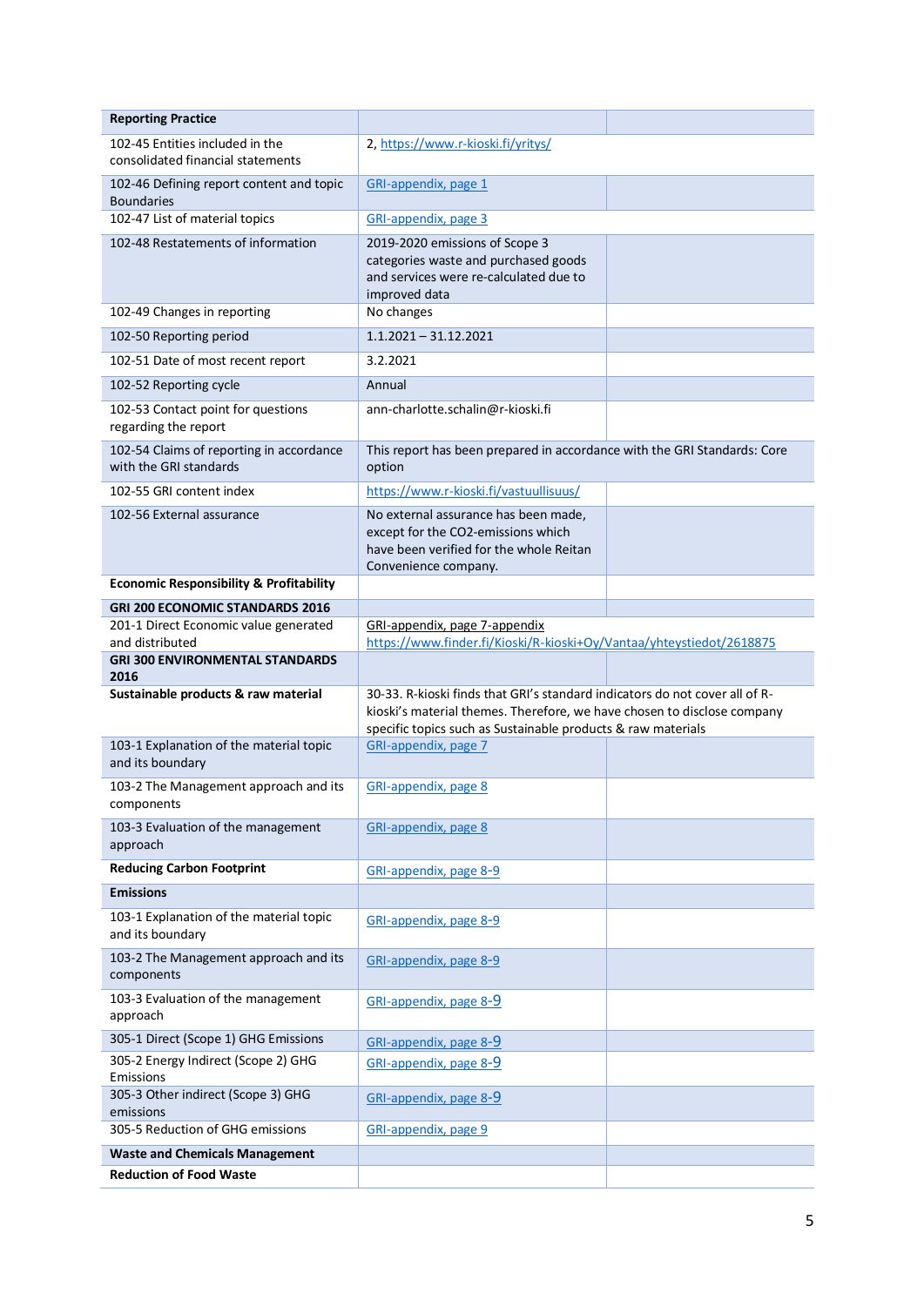| **Reporting Practice** | | |
|---|---|---|
| 102-45 Entities included in the consolidated financial statements | 2, https://www.r-kioski.fi/yritys/ | |
| 102-46 Defining report content and topic Boundaries | GRI-appendix, page 1 | |
| 102-47 List of material topics | GRI-appendix, page 3 | |
| 102-48 Restatements of information | 2019-2020 emissions of Scope 3 categories waste and purchased goods and services were re-calculated due to improved data | |
| 102-49 Changes in reporting | No changes | |
| 102-50 Reporting period | 1.1.2021 – 31.12.2021 | |
| 102-51 Date of most recent report | 3.2.2021 | |
| 102-52 Reporting cycle | Annual | |
| 102-53 Contact point for questions regarding the report | ann-charlotte.schalin@r-kioski.fi | |
| 102-54 Claims of reporting in accordance with the GRI standards | This report has been prepared in accordance with the GRI Standards: Core option | |
| 102-55 GRI content index | https://www.r-kioski.fi/vastuullisuus/ | |
| 102-56 External assurance | No external assurance has been made, except for the $CO_2$-emissions which have been verified for the whole Reitan Convenience company. | |
| **Economic Responsibility & Profitability** | | |
| **GRI 200 ECONOMIC STANDARDS 2016** | | |
| 201-1 Direct Economic value generated and distributed | GRI-appendix, page 7-appendix https://www.finder.fi/Kioski/R-kioski+Oy/Vantaa/yhteystiedot/2618875 | |
| **GRI 300 ENVIRONMENTAL STANDARDS 2016** | | |
| **Sustainable products & raw material** | 30-33. R-kioski finds that GRI's standard indicators do not cover all of R-kioski's material themes. Therefore, we have chosen to disclose company specific topics such as Sustainable products & raw materials | |
| 103-1 Explanation of the material topic and its boundary | GRI-appendix, page 7 | |
| 103-2 The Management approach and its components | GRI-appendix, page 8 | |
| 103-3 Evaluation of the management approach | GRI-appendix, page 8 | |
| **Reducing Carbon Footprint** | GRI-appendix, page 8-9 | |
| **Emissions** | | |
| 103-1 Explanation of the material topic and its boundary | GRI-appendix, page 8-9 | |
| 103-2 The Management approach and its components | GRI-appendix, page 8-9 | |
| 103-3 Evaluation of the management approach | GRI-appendix, page 8-9 | |
| 305-1 Direct (Scope 1) GHG Emissions | GRI-appendix, page 8-9 | |
| 305-2 Energy Indirect (Scope 2) GHG Emissions | GRI-appendix, page 8-9 | |
| 305-3 Other indirect (Scope 3) GHG emissions | GRI-appendix, page 8-9 | |
| 305-5 Reduction of GHG emissions | GRI-appendix, page 9 | |
| **Waste and Chemicals Management** | | |
| **Reduction of Food Waste** | | |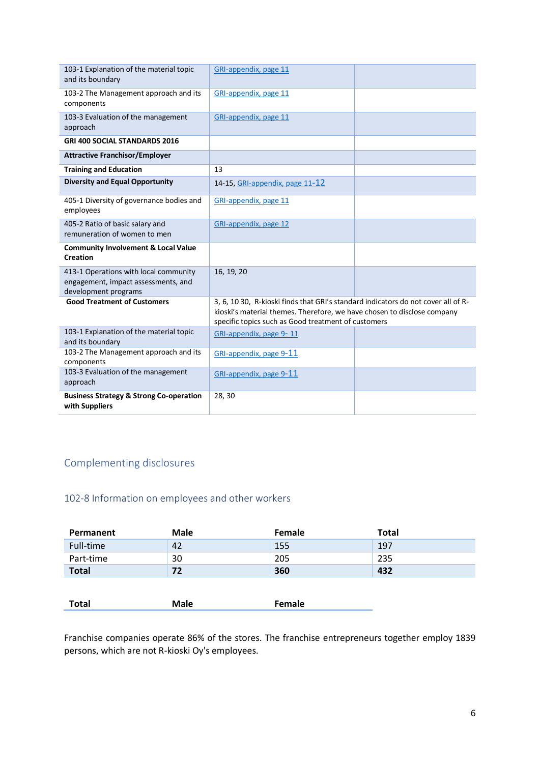| | | |
|---|---|---|
| 103-1 Explanation of the material topic and its boundary | GRI-appendix, page 11 | |
| 103-2 The Management approach and its components | GRI-appendix, page 11 | |
| 103-3 Evaluation of the management approach | GRI-appendix, page 11 | |
| **GRI 400 SOCIAL STANDARDS 2016** | | |
| **Attractive Franchisor/Employer** | | |
| **Training and Education** | 13 | |
| **Diversity and Equal Opportunity** | 14-15, GRI-appendix, page 11-12 | |
| 405-1 Diversity of governance bodies and employees | GRI-appendix, page 11 | |
| 405-2 Ratio of basic salary and remuneration of women to men | GRI-appendix, page 12 | |
| **Community Involvement & Local Value Creation** | | |
| 413-1 Operations with local community engagement, impact assessments, and development programs | 16, 19, 20 | |
| **Good Treatment of Customers** | 3, 6, 10 30, R-kioski finds that GRI's standard indicators do not cover all of R-kioski's material themes. Therefore, we have chosen to disclose company specific topics such as Good treatment of customers | |
| 103-1 Explanation of the material topic and its boundary | GRI-appendix, page 9- 11 | |
| 103-2 The Management approach and its components | GRI-appendix, page 9-11 | |
| 103-3 Evaluation of the management approach | GRI-appendix, page 9-11 | |
| **Business Strategy & Strong Co-operation with Suppliers** | 28, 30 | |

## Complementing disclosures

### 102-8 Information on employees and other workers

| Permanent | Male | Female | Total |
|---|---|---|---|
| Full-time | 42 | 155 | 197 |
| Part-time | 30 | 205 | 235 |
| **Total** | **72** | **360** | **432** |

| Total | Male | Female |
|---|---|---|

Franchise companies operate 86% of the stores. The franchise entrepreneurs together employ 1839 persons, which are not R-kioski Oy's employees.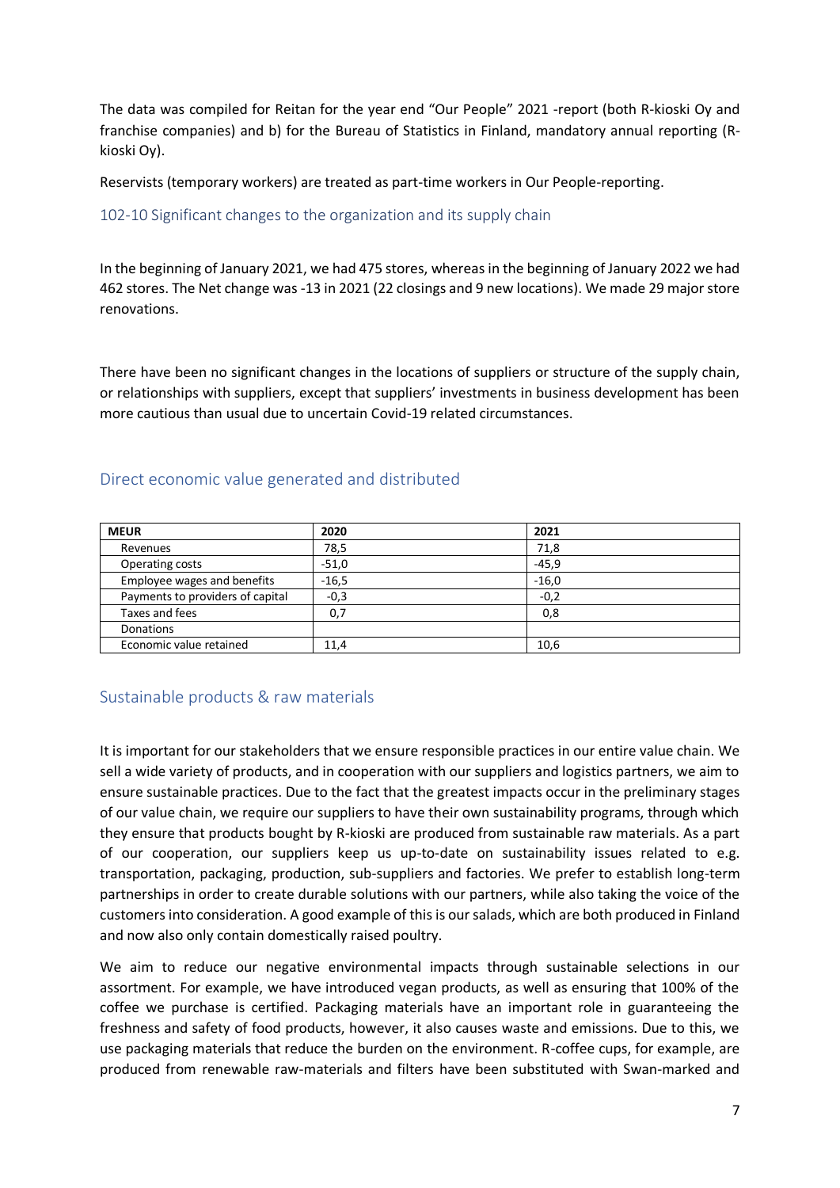The data was compiled for Reitan for the year end "Our People" 2021 -report (both R-kioski Oy and franchise companies) and b) for the Bureau of Statistics in Finland, mandatory annual reporting (R-kioski Oy).

Reservists (temporary workers) are treated as part-time workers in Our People-reporting.

### 102-10 Significant changes to the organization and its supply chain

In the beginning of January 2021, we had 475 stores, whereas in the beginning of January 2022 we had 462 stores. The Net change was -13 in 2021 (22 closings and 9 new locations). We made 29 major store renovations.

There have been no significant changes in the locations of suppliers or structure of the supply chain, or relationships with suppliers, except that suppliers' investments in business development has been more cautious than usual due to uncertain Covid-19 related circumstances.

## Direct economic value generated and distributed

| MEUR | 2020 | 2021 |
|---|---|---|
| Revenues | 78,5 | 71,8 |
| Operating costs | -51,0 | -45,9 |
| Employee wages and benefits | -16,5 | -16,0 |
| Payments to providers of capital | -0,3 | -0,2 |
| Taxes and fees | 0,7 | 0,8 |
| Donations | | |
| Economic value retained | 11,4 | 10,6 |

## Sustainable products & raw materials

It is important for our stakeholders that we ensure responsible practices in our entire value chain. We sell a wide variety of products, and in cooperation with our suppliers and logistics partners, we aim to ensure sustainable practices. Due to the fact that the greatest impacts occur in the preliminary stages of our value chain, we require our suppliers to have their own sustainability programs, through which they ensure that products bought by R-kioski are produced from sustainable raw materials. As a part of our cooperation, our suppliers keep us up-to-date on sustainability issues related to e.g. transportation, packaging, production, sub-suppliers and factories. We prefer to establish long-term partnerships in order to create durable solutions with our partners, while also taking the voice of the customers into consideration. A good example of this is our salads, which are both produced in Finland and now also only contain domestically raised poultry.

We aim to reduce our negative environmental impacts through sustainable selections in our assortment. For example, we have introduced vegan products, as well as ensuring that 100% of the coffee we purchase is certified. Packaging materials have an important role in guaranteeing the freshness and safety of food products, however, it also causes waste and emissions. Due to this, we use packaging materials that reduce the burden on the environment. R-coffee cups, for example, are produced from renewable raw-materials and filters have been substituted with Swan-marked and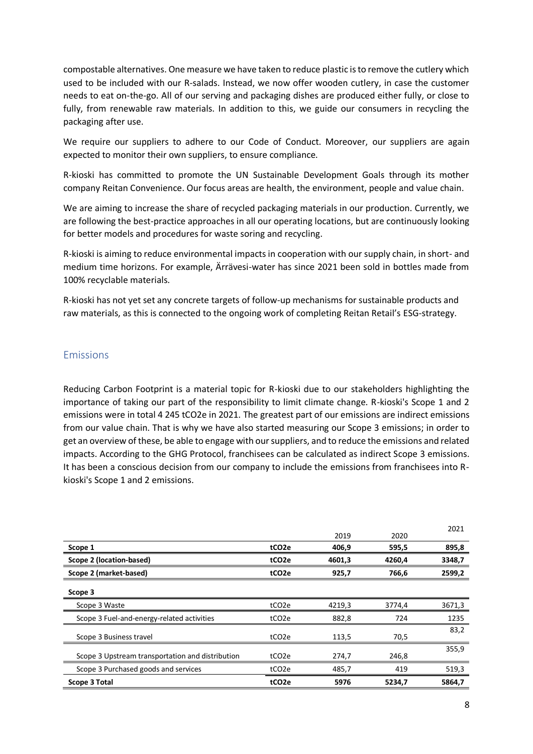compostable alternatives. One measure we have taken to reduce plastic is to remove the cutlery which used to be included with our R-salads. Instead, we now offer wooden cutlery, in case the customer needs to eat on-the-go. All of our serving and packaging dishes are produced either fully, or close to fully, from renewable raw materials. In addition to this, we guide our consumers in recycling the packaging after use.

We require our suppliers to adhere to our Code of Conduct. Moreover, our suppliers are again expected to monitor their own suppliers, to ensure compliance.

R-kioski has committed to promote the UN Sustainable Development Goals through its mother company Reitan Convenience. Our focus areas are health, the environment, people and value chain.

We are aiming to increase the share of recycled packaging materials in our production. Currently, we are following the best-practice approaches in all our operating locations, but are continuously looking for better models and procedures for waste soring and recycling.

R-kioski is aiming to reduce environmental impacts in cooperation with our supply chain, in short- and medium time horizons. For example, Ärrävesi-water has since 2021 been sold in bottles made from 100% recyclable materials.

R-kioski has not yet set any concrete targets of follow-up mechanisms for sustainable products and raw materials, as this is connected to the ongoing work of completing Reitan Retail's ESG-strategy.

## Emissions

Reducing Carbon Footprint is a material topic for R-kioski due to our stakeholders highlighting the importance of taking our part of the responsibility to limit climate change. R-kioski's Scope 1 and 2 emissions were in total 4 245 tCO2e in 2021. The greatest part of our emissions are indirect emissions from our value chain. That is why we have also started measuring our Scope 3 emissions; in order to get an overview of these, be able to engage with our suppliers, and to reduce the emissions and related impacts. According to the GHG Protocol, franchisees can be calculated as indirect Scope 3 emissions. It has been a conscious decision from our company to include the emissions from franchisees into R-kioski's Scope 1 and 2 emissions.

| | | 2019 | 2020 | 2021 |
|---|---|---|---|---|
| **Scope 1** | **tCO2e** | **406,9** | **595,5** | **895,8** |
| **Scope 2 (location-based)** | **tCO2e** | **4601,3** | **4260,4** | **3348,7** |
| **Scope 2 (market-based)** | **tCO2e** | **925,7** | **766,6** | **2599,2** |
| **Scope 3** | | | | |
| Scope 3 Waste | tCO2e | 4219,3 | 3774,4 | 3671,3 |
| Scope 3 Fuel-and-energy-related activities | tCO2e | 882,8 | 724 | 1235 |
| Scope 3 Business travel | tCO2e | 113,5 | 70,5 | 83,2 |
| Scope 3 Upstream transportation and distribution | tCO2e | 274,7 | 246,8 | 355,9 |
| Scope 3 Purchased goods and services | tCO2e | 485,7 | 419 | 519,3 |
| **Scope 3 Total** | **tCO2e** | **5976** | **5234,7** | **5864,7** |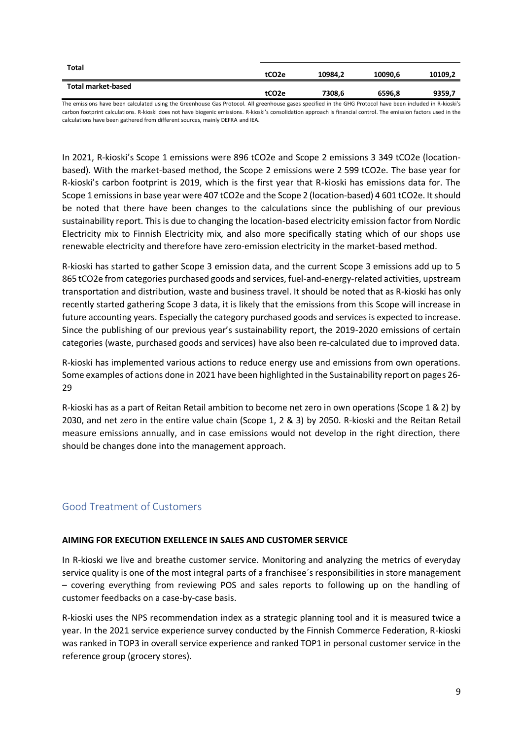| Total | tCO2e | 10984,2 | 10090,6 | 10109,2 |
|---|---|---|---|---|
| Total market-based | tCO2e | 7308,6 | 6596,8 | 9359,7 |

The emissions have been calculated using the Greenhouse Gas Protocol. All greenhouse gases specified in the GHG Protocol have been included in R-kioski's carbon footprint calculations. R-kioski does not have biogenic emissions. R-kioski's consolidation approach is financial control. The emission factors used in the calculations have been gathered from different sources, mainly DEFRA and IEA.

In 2021, R-kioski's Scope 1 emissions were 896 tCO2e and Scope 2 emissions 3 349 tCO2e (location-based). With the market-based method, the Scope 2 emissions were 2 599 tCO2e. The base year for R-kioski's carbon footprint is 2019, which is the first year that R-kioski has emissions data for. The Scope 1 emissions in base year were 407 tCO2e and the Scope 2 (location-based) 4 601 tCO2e. It should be noted that there have been changes to the calculations since the publishing of our previous sustainability report. This is due to changing the location-based electricity emission factor from Nordic Electricity mix to Finnish Electricity mix, and also more specifically stating which of our shops use renewable electricity and therefore have zero-emission electricity in the market-based method.

R-kioski has started to gather Scope 3 emission data, and the current Scope 3 emissions add up to 5 865 tCO2e from categories purchased goods and services, fuel-and-energy-related activities, upstream transportation and distribution, waste and business travel. It should be noted that as R-kioski has only recently started gathering Scope 3 data, it is likely that the emissions from this Scope will increase in future accounting years. Especially the category purchased goods and services is expected to increase. Since the publishing of our previous year's sustainability report, the 2019-2020 emissions of certain categories (waste, purchased goods and services) have also been re-calculated due to improved data.

R-kioski has implemented various actions to reduce energy use and emissions from own operations. Some examples of actions done in 2021 have been highlighted in the Sustainability report on pages 26-29

R-kioski has as a part of Reitan Retail ambition to become net zero in own operations (Scope 1 & 2) by 2030, and net zero in the entire value chain (Scope 1, 2 & 3) by 2050. R-kioski and the Reitan Retail measure emissions annually, and in case emissions would not develop in the right direction, there should be changes done into the management approach.

## Good Treatment of Customers

**AIMING FOR EXECUTION EXELLENCE IN SALES AND CUSTOMER SERVICE**

In R-kioski we live and breathe customer service. Monitoring and analyzing the metrics of everyday service quality is one of the most integral parts of a franchisee´s responsibilities in store management – covering everything from reviewing POS and sales reports to following up on the handling of customer feedbacks on a case-by-case basis.

R-kioski uses the NPS recommendation index as a strategic planning tool and it is measured twice a year. In the 2021 service experience survey conducted by the Finnish Commerce Federation, R-kioski was ranked in TOP3 in overall service experience and ranked TOP1 in personal customer service in the reference group (grocery stores).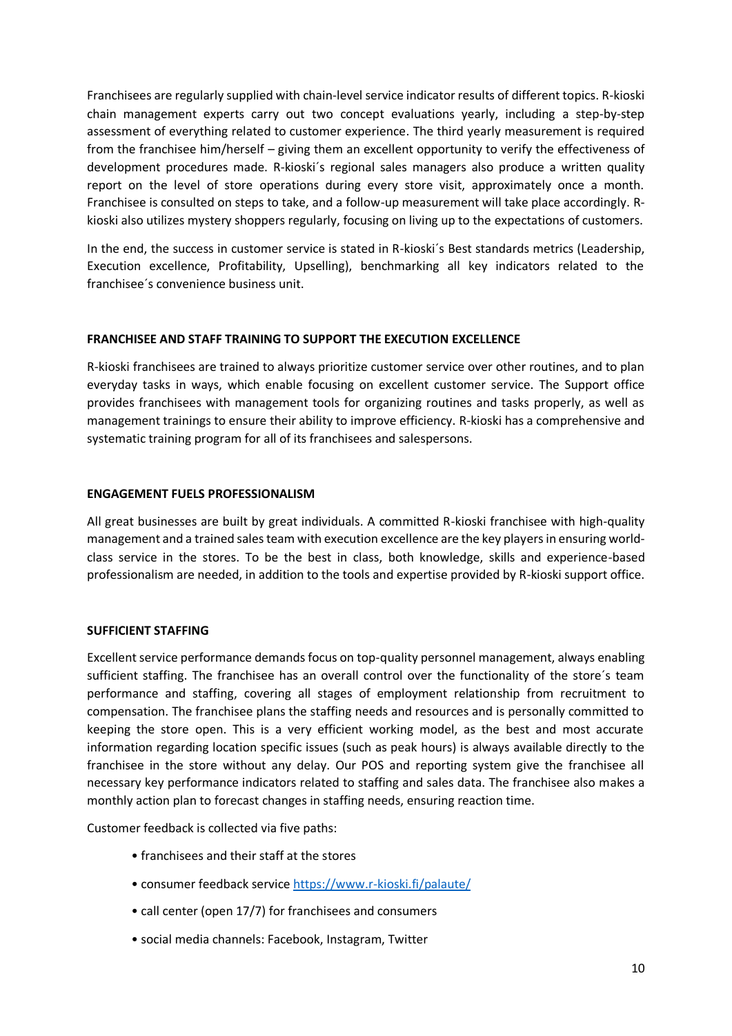Franchisees are regularly supplied with chain-level service indicator results of different topics. R-kioski chain management experts carry out two concept evaluations yearly, including a step-by-step assessment of everything related to customer experience. The third yearly measurement is required from the franchisee him/herself – giving them an excellent opportunity to verify the effectiveness of development procedures made. R-kioski´s regional sales managers also produce a written quality report on the level of store operations during every store visit, approximately once a month. Franchisee is consulted on steps to take, and a follow-up measurement will take place accordingly. R-kioski also utilizes mystery shoppers regularly, focusing on living up to the expectations of customers.

In the end, the success in customer service is stated in R-kioski´s Best standards metrics (Leadership, Execution excellence, Profitability, Upselling), benchmarking all key indicators related to the franchisee´s convenience business unit.

**FRANCHISEE AND STAFF TRAINING TO SUPPORT THE EXECUTION EXCELLENCE**

R-kioski franchisees are trained to always prioritize customer service over other routines, and to plan everyday tasks in ways, which enable focusing on excellent customer service. The Support office provides franchisees with management tools for organizing routines and tasks properly, as well as management trainings to ensure their ability to improve efficiency. R-kioski has a comprehensive and systematic training program for all of its franchisees and salespersons.

**ENGAGEMENT FUELS PROFESSIONALISM**

All great businesses are built by great individuals. A committed R-kioski franchisee with high-quality management and a trained sales team with execution excellence are the key players in ensuring world-class service in the stores. To be the best in class, both knowledge, skills and experience-based professionalism are needed, in addition to the tools and expertise provided by R-kioski support office.

**SUFFICIENT STAFFING**

Excellent service performance demands focus on top-quality personnel management, always enabling sufficient staffing. The franchisee has an overall control over the functionality of the store´s team performance and staffing, covering all stages of employment relationship from recruitment to compensation. The franchisee plans the staffing needs and resources and is personally committed to keeping the store open. This is a very efficient working model, as the best and most accurate information regarding location specific issues (such as peak hours) is always available directly to the franchisee in the store without any delay. Our POS and reporting system give the franchisee all necessary key performance indicators related to staffing and sales data. The franchisee also makes a monthly action plan to forecast changes in staffing needs, ensuring reaction time.

Customer feedback is collected via five paths:

- franchisees and their staff at the stores
- consumer feedback service https://www.r-kioski.fi/palaute/
- call center (open 17/7) for franchisees and consumers
- social media channels: Facebook, Instagram, Twitter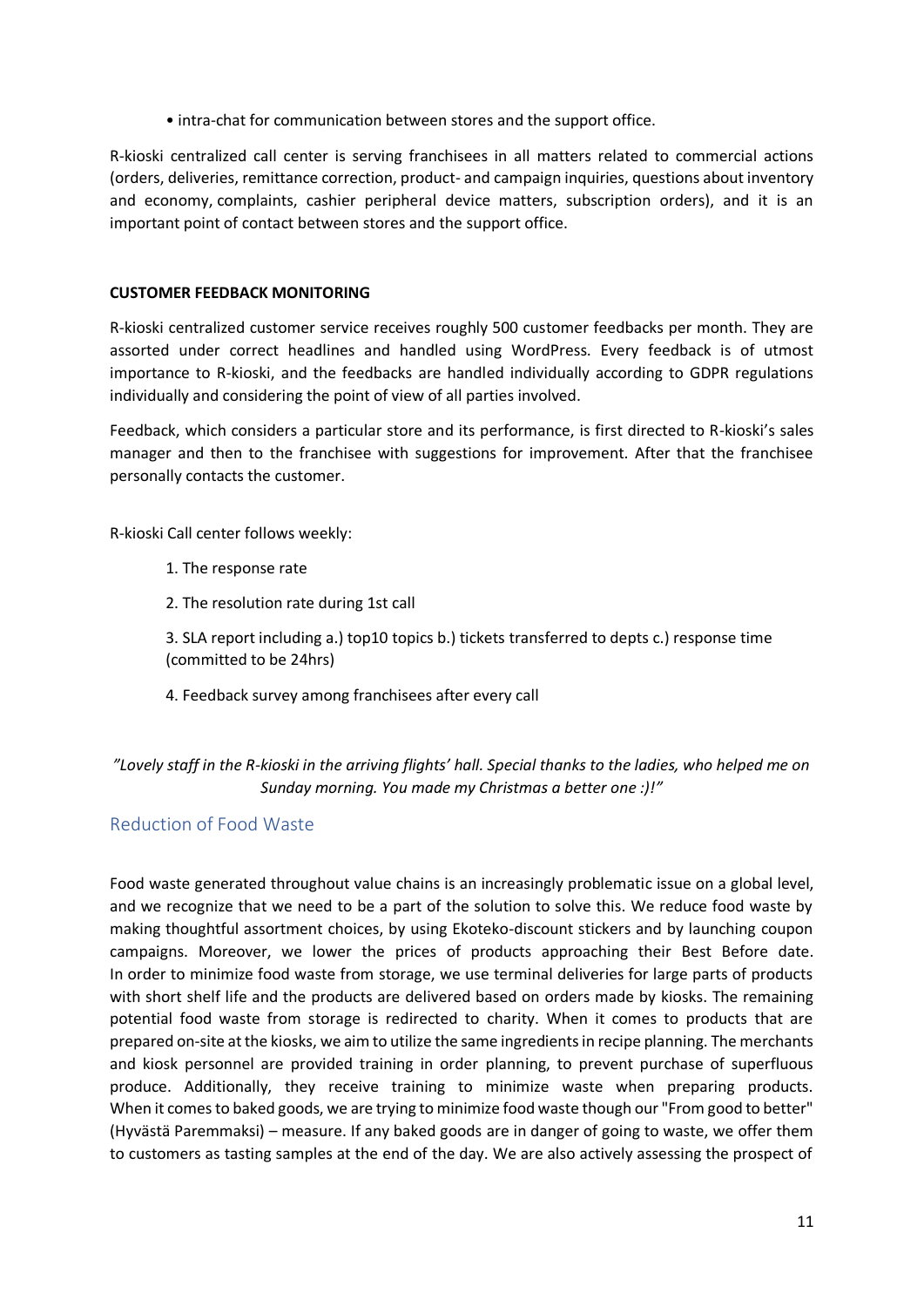• intra-chat for communication between stores and the support office.

R-kioski centralized call center is serving franchisees in all matters related to commercial actions (orders, deliveries, remittance correction, product- and campaign inquiries, questions about inventory and economy, complaints, cashier peripheral device matters, subscription orders), and it is an important point of contact between stores and the support office.

**CUSTOMER FEEDBACK MONITORING**

R-kioski centralized customer service receives roughly 500 customer feedbacks per month. They are assorted under correct headlines and handled using WordPress. Every feedback is of utmost importance to R-kioski, and the feedbacks are handled individually according to GDPR regulations individually and considering the point of view of all parties involved.

Feedback, which considers a particular store and its performance, is first directed to R-kioski's sales manager and then to the franchisee with suggestions for improvement. After that the franchisee personally contacts the customer.

R-kioski Call center follows weekly:

1. The response rate
2. The resolution rate during 1st call
3. SLA report including a.) top10 topics b.) tickets transferred to depts c.) response time (committed to be 24hrs)
4. Feedback survey among franchisees after every call

*"Lovely staff in the R-kioski in the arriving flights' hall. Special thanks to the ladies, who helped me on Sunday morning. You made my Christmas a better one :)!"*

## Reduction of Food Waste

Food waste generated throughout value chains is an increasingly problematic issue on a global level, and we recognize that we need to be a part of the solution to solve this. We reduce food waste by making thoughtful assortment choices, by using Ekoteko-discount stickers and by launching coupon campaigns. Moreover, we lower the prices of products approaching their Best Before date. In order to minimize food waste from storage, we use terminal deliveries for large parts of products with short shelf life and the products are delivered based on orders made by kiosks. The remaining potential food waste from storage is redirected to charity. When it comes to products that are prepared on-site at the kiosks, we aim to utilize the same ingredients in recipe planning. The merchants and kiosk personnel are provided training in order planning, to prevent purchase of superfluous produce. Additionally, they receive training to minimize waste when preparing products. When it comes to baked goods, we are trying to minimize food waste though our "From good to better" (Hyvästä Paremmaksi) – measure. If any baked goods are in danger of going to waste, we offer them to customers as tasting samples at the end of the day. We are also actively assessing the prospect of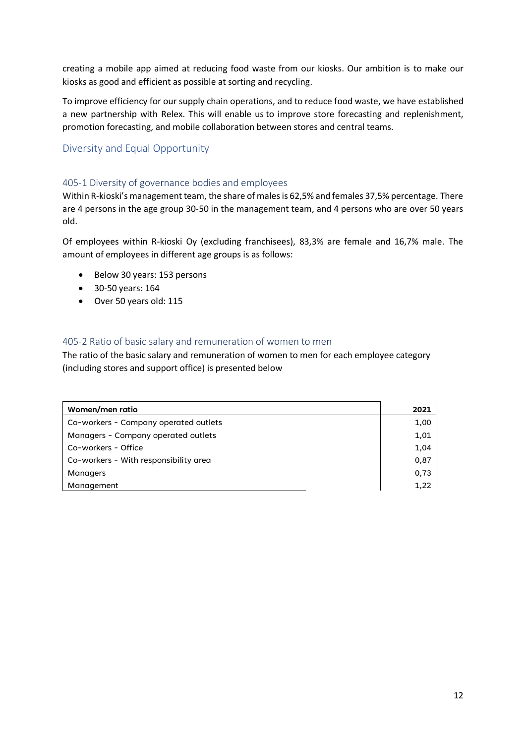creating a mobile app aimed at reducing food waste from our kiosks. Our ambition is to make our kiosks as good and efficient as possible at sorting and recycling.

To improve efficiency for our supply chain operations, and to reduce food waste, we have established a new partnership with Relex. This will enable us to improve store forecasting and replenishment, promotion forecasting, and mobile collaboration between stores and central teams.

## Diversity and Equal Opportunity

### 405-1 Diversity of governance bodies and employees

Within R-kioski's management team, the share of males is 62,5% and females 37,5% percentage. There are 4 persons in the age group 30-50 in the management team, and 4 persons who are over 50 years old.

Of employees within R-kioski Oy (excluding franchisees), 83,3% are female and 16,7% male. The amount of employees in different age groups is as follows:

- Below 30 years: 153 persons
- 30-50 years: 164
- Over 50 years old: 115

### 405-2 Ratio of basic salary and remuneration of women to men

The ratio of the basic salary and remuneration of women to men for each employee category (including stores and support office) is presented below

| **Women/men ratio** | **2021** |
|---|---|
| Co-workers - Company operated outlets | 1,00 |
| Managers - Company operated outlets | 1,01 |
| Co-workers - Office | 1,04 |
| Co-workers - With responsibility area | 0,87 |
| Managers | 0,73 |
| Management | 1,22 |